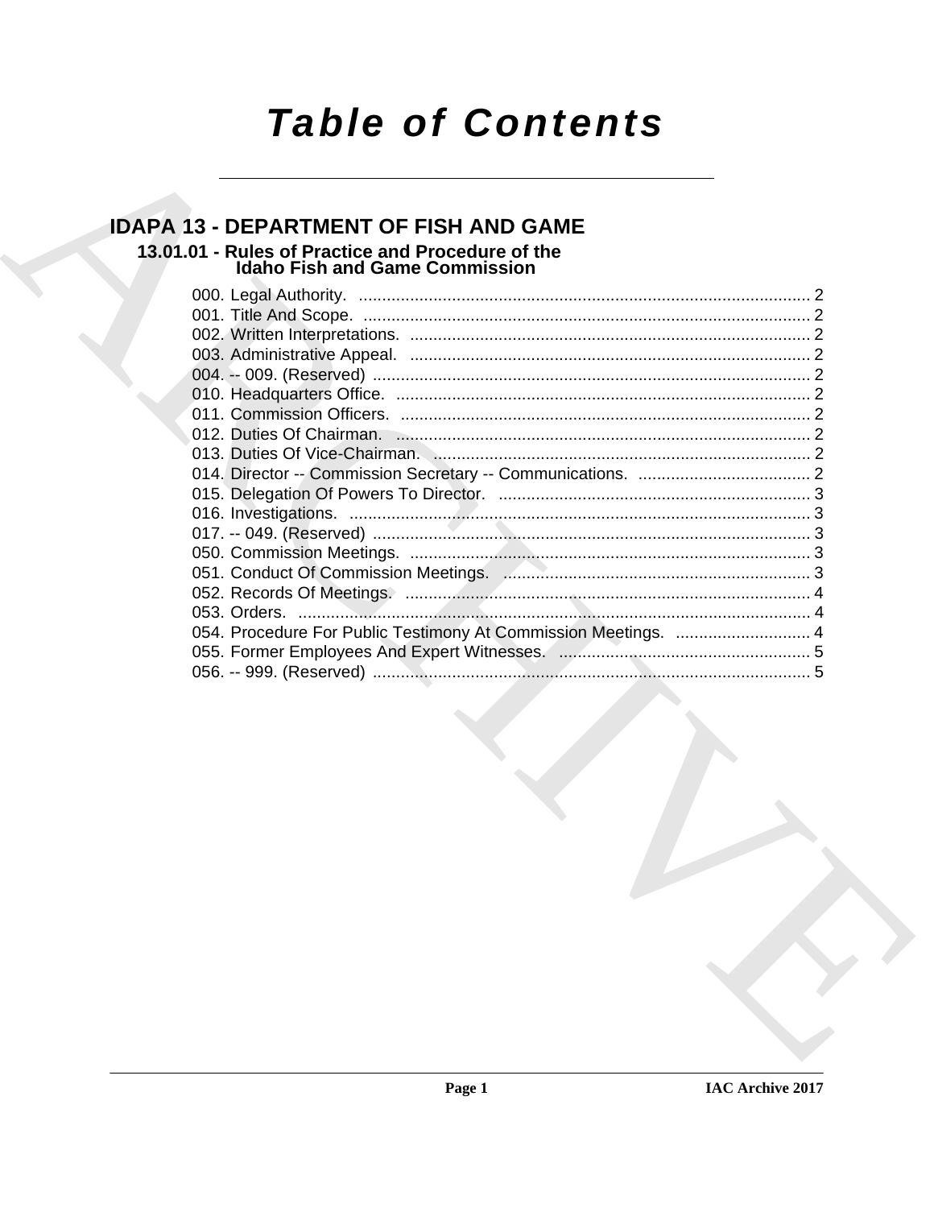# Table of Contents

## IDAPA 13 - DEPARTMENT OF FISH AND GAME

### 13.01.01 - Rules of Practice and Procedure of the Idaho Fish and Game Commission

000. Legal Authority. ... 2
001. Title And Scope. ... 2
002. Written Interpretations. ... 2
003. Administrative Appeal. ... 2
004. -- 009. (Reserved) ... 2
010. Headquarters Office. ... 2
011. Commission Officers. ... 2
012. Duties Of Chairman. ... 2
013. Duties Of Vice-Chairman. ... 2
014. Director -- Commission Secretary -- Communications. ... 2
015. Delegation Of Powers To Director. ... 3
016. Investigations. ... 3
017. -- 049. (Reserved) ... 3
050. Commission Meetings. ... 3
051. Conduct Of Commission Meetings. ... 3
052. Records Of Meetings. ... 4
053. Orders. ... 4
054. Procedure For Public Testimony At Commission Meetings. ... 4
055. Former Employees And Expert Witnesses. ... 5
056. -- 999. (Reserved) ... 5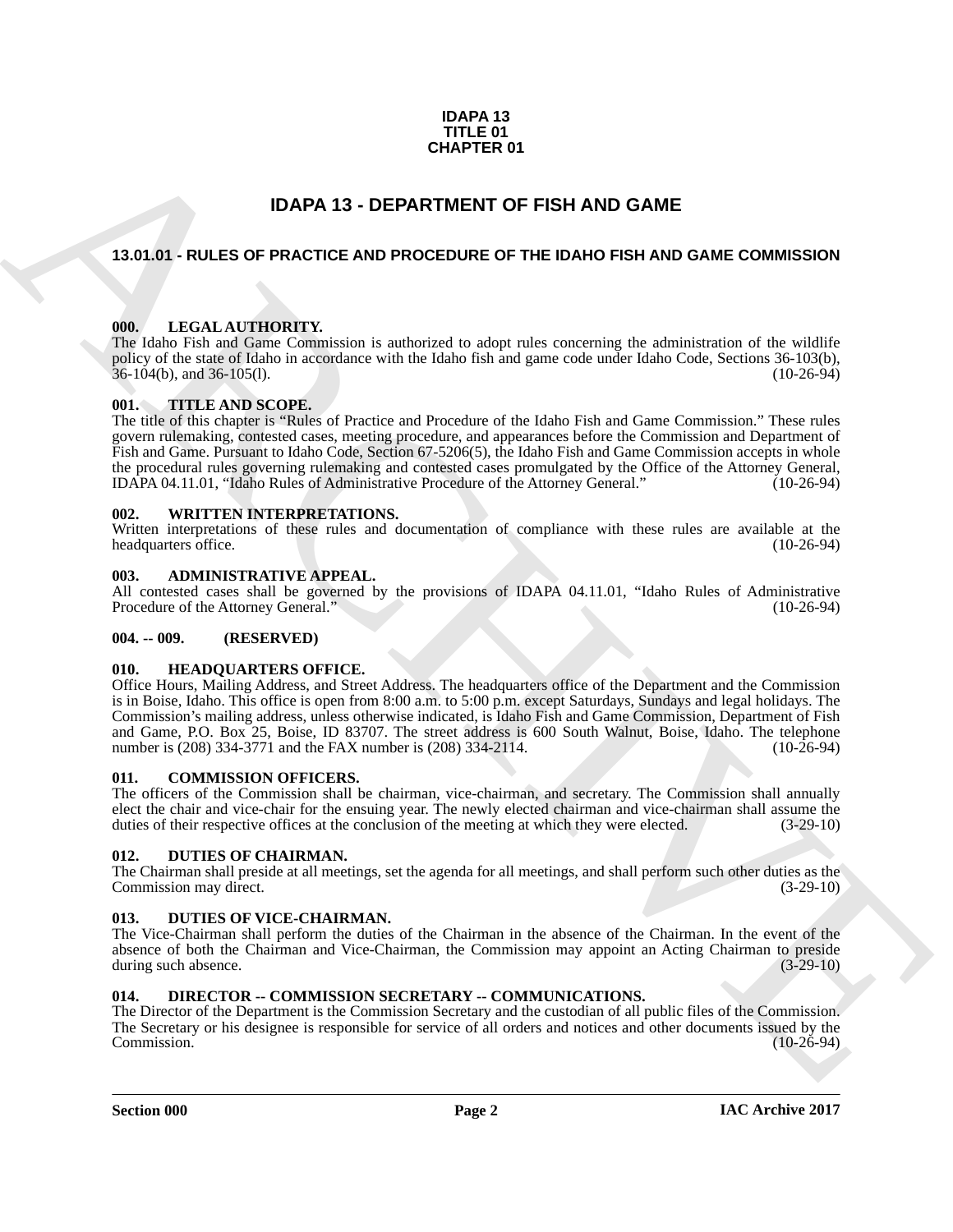**IDAPA 13**
**TITLE 01**
**CHAPTER 01**

# IDAPA 13 - DEPARTMENT OF FISH AND GAME

## 13.01.01 - RULES OF PRACTICE AND PROCEDURE OF THE IDAHO FISH AND GAME COMMISSION

### 000. LEGAL AUTHORITY.

The Idaho Fish and Game Commission is authorized to adopt rules concerning the administration of the wildlife policy of the state of Idaho in accordance with the Idaho fish and game code under Idaho Code, Sections 36-103(b), 36-104(b), and 36-105(l). (10-26-94)

### 001. TITLE AND SCOPE.

The title of this chapter is "Rules of Practice and Procedure of the Idaho Fish and Game Commission." These rules govern rulemaking, contested cases, meeting procedure, and appearances before the Commission and Department of Fish and Game. Pursuant to Idaho Code, Section 67-5206(5), the Idaho Fish and Game Commission accepts in whole the procedural rules governing rulemaking and contested cases promulgated by the Office of the Attorney General, IDAPA 04.11.01, "Idaho Rules of Administrative Procedure of the Attorney General." (10-26-94)

### 002. WRITTEN INTERPRETATIONS.

Written interpretations of these rules and documentation of compliance with these rules are available at the headquarters office. (10-26-94)

### 003. ADMINISTRATIVE APPEAL.

All contested cases shall be governed by the provisions of IDAPA 04.11.01, "Idaho Rules of Administrative Procedure of the Attorney General." (10-26-94)

### 004. -- 009. (RESERVED)

### 010. HEADQUARTERS OFFICE.

Office Hours, Mailing Address, and Street Address. The headquarters office of the Department and the Commission is in Boise, Idaho. This office is open from 8:00 a.m. to 5:00 p.m. except Saturdays, Sundays and legal holidays. The Commission's mailing address, unless otherwise indicated, is Idaho Fish and Game Commission, Department of Fish and Game, P.O. Box 25, Boise, ID 83707. The street address is 600 South Walnut, Boise, Idaho. The telephone number is (208) 334-3771 and the FAX number is (208) 334-2114. (10-26-94)

### 011. COMMISSION OFFICERS.

The officers of the Commission shall be chairman, vice-chairman, and secretary. The Commission shall annually elect the chair and vice-chair for the ensuing year. The newly elected chairman and vice-chairman shall assume the duties of their respective offices at the conclusion of the meeting at which they were elected. (3-29-10)

### 012. DUTIES OF CHAIRMAN.

The Chairman shall preside at all meetings, set the agenda for all meetings, and shall perform such other duties as the Commission may direct. (3-29-10)

### 013. DUTIES OF VICE-CHAIRMAN.

The Vice-Chairman shall perform the duties of the Chairman in the absence of the Chairman. In the event of the absence of both the Chairman and Vice-Chairman, the Commission may appoint an Acting Chairman to preside during such absence. (3-29-10)

### 014. DIRECTOR -- COMMISSION SECRETARY -- COMMUNICATIONS.

The Director of the Department is the Commission Secretary and the custodian of all public files of the Commission. The Secretary or his designee is responsible for service of all orders and notices and other documents issued by the Commission. (10-26-94)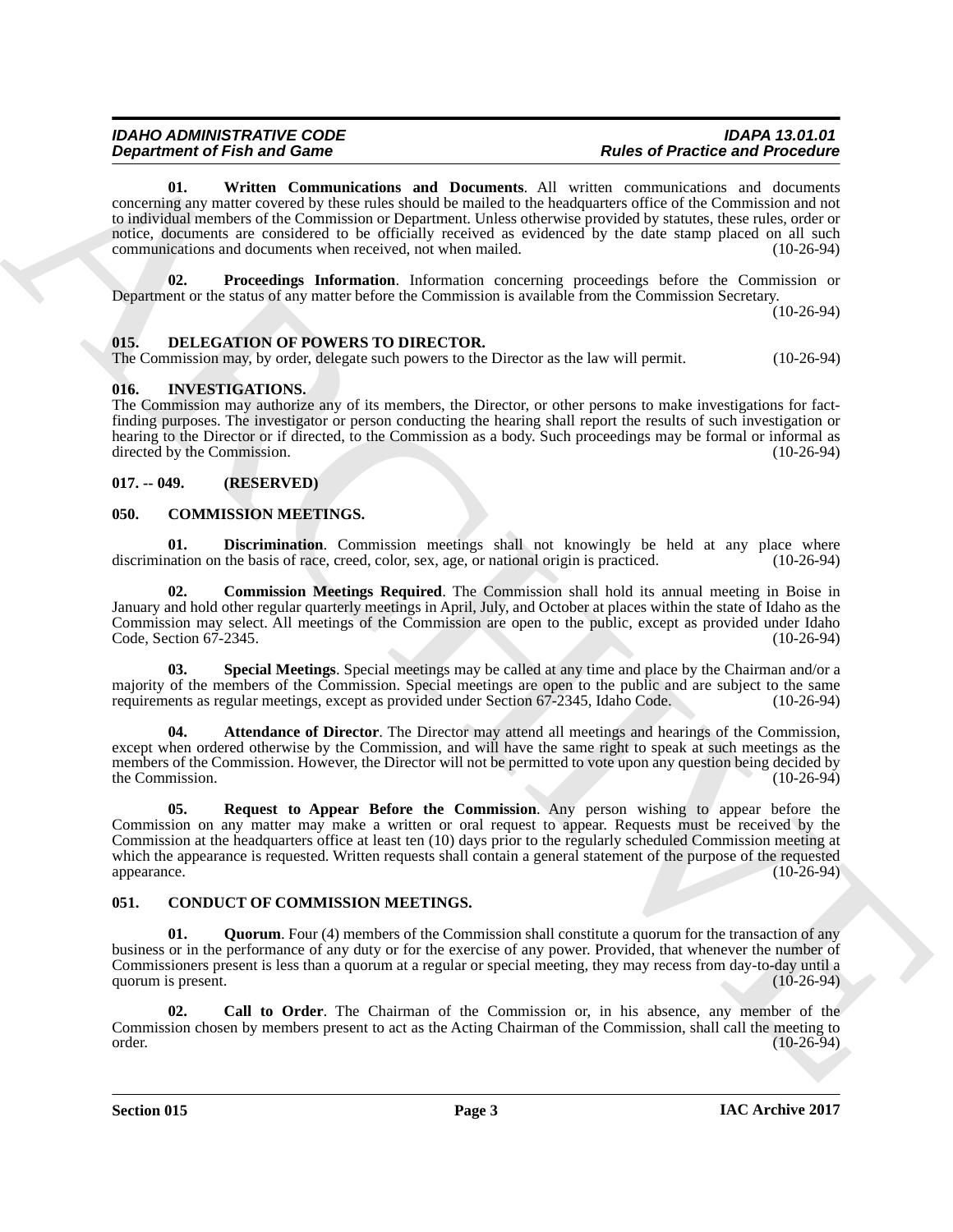**01. Written Communications and Documents**. All written communications and documents concerning any matter covered by these rules should be mailed to the headquarters office of the Commission and not to individual members of the Commission or Department. Unless otherwise provided by statutes, these rules, order or notice, documents are considered to be officially received as evidenced by the date stamp placed on all such communications and documents when received, not when mailed. (10-26-94)

**02. Proceedings Information**. Information concerning proceedings before the Commission or Department or the status of any matter before the Commission is available from the Commission Secretary. (10-26-94)

### 015. DELEGATION OF POWERS TO DIRECTOR.

The Commission may, by order, delegate such powers to the Director as the law will permit. (10-26-94)

### 016. INVESTIGATIONS.

The Commission may authorize any of its members, the Director, or other persons to make investigations for fact-finding purposes. The investigator or person conducting the hearing shall report the results of such investigation or hearing to the Director or if directed, to the Commission as a body. Such proceedings may be formal or informal as directed by the Commission. (10-26-94)

### 017. -- 049. (RESERVED)

### 050. COMMISSION MEETINGS.

**01. Discrimination**. Commission meetings shall not knowingly be held at any place where discrimination on the basis of race, creed, color, sex, age, or national origin is practiced. (10-26-94)

**02. Commission Meetings Required**. The Commission shall hold its annual meeting in Boise in January and hold other regular quarterly meetings in April, July, and October at places within the state of Idaho as the Commission may select. All meetings of the Commission are open to the public, except as provided under Idaho Code, Section 67-2345. (10-26-94)

**03. Special Meetings**. Special meetings may be called at any time and place by the Chairman and/or a majority of the members of the Commission. Special meetings are open to the public and are subject to the same requirements as regular meetings, except as provided under Section 67-2345, Idaho Code. (10-26-94)

**04. Attendance of Director**. The Director may attend all meetings and hearings of the Commission, except when ordered otherwise by the Commission, and will have the same right to speak at such meetings as the members of the Commission. However, the Director will not be permitted to vote upon any question being decided by the Commission. (10-26-94)

**05. Request to Appear Before the Commission**. Any person wishing to appear before the Commission on any matter may make a written or oral request to appear. Requests must be received by the Commission at the headquarters office at least ten (10) days prior to the regularly scheduled Commission meeting at which the appearance is requested. Written requests shall contain a general statement of the purpose of the requested appearance. (10-26-94)

### 051. CONDUCT OF COMMISSION MEETINGS.

**01. Quorum**. Four (4) members of the Commission shall constitute a quorum for the transaction of any business or in the performance of any duty or for the exercise of any power. Provided, that whenever the number of Commissioners present is less than a quorum at a regular or special meeting, they may recess from day-to-day until a quorum is present. (10-26-94)

**02. Call to Order**. The Chairman of the Commission or, in his absence, any member of the Commission chosen by members present to act as the Acting Chairman of the Commission, shall call the meeting to order. (10-26-94)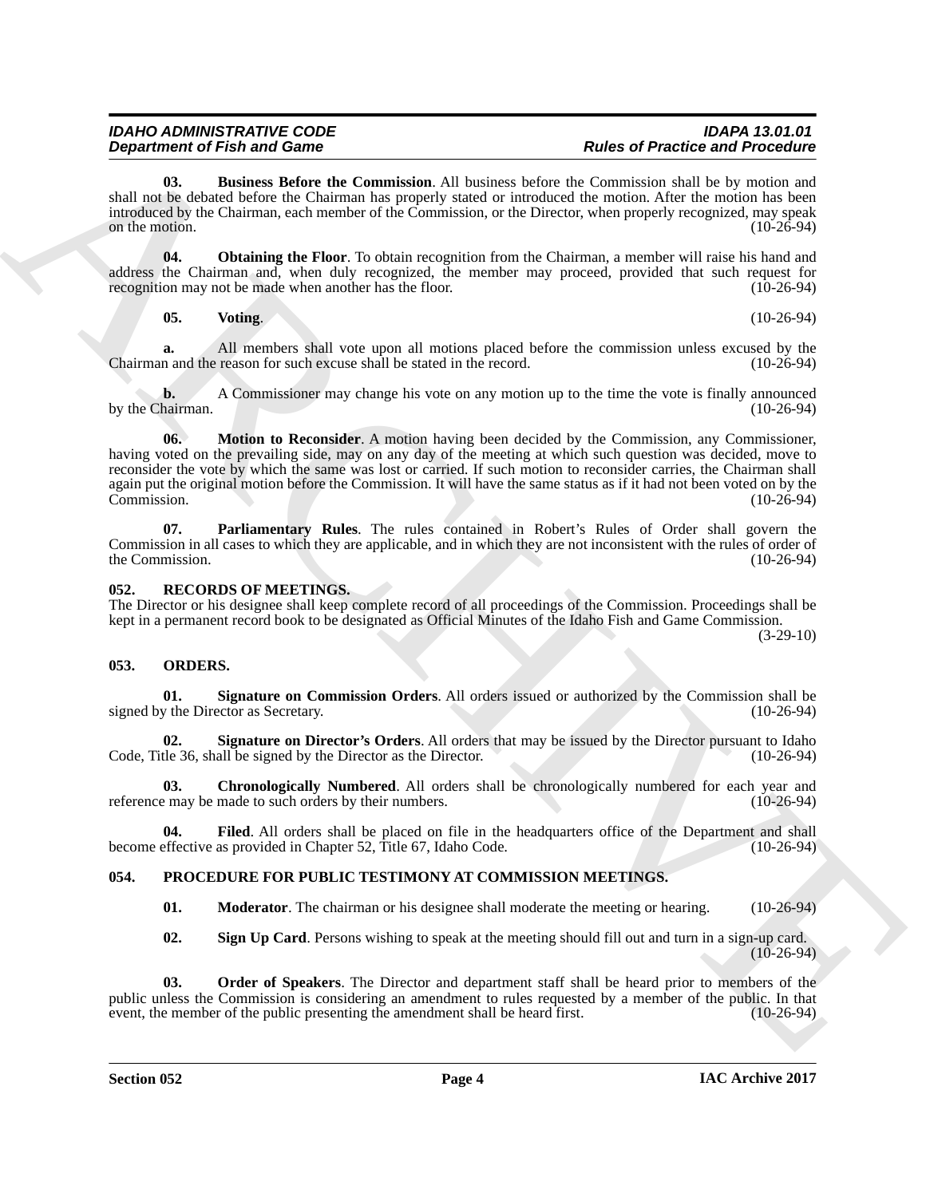**03. Business Before the Commission**. All business before the Commission shall be by motion and shall not be debated before the Chairman has properly stated or introduced the motion. After the motion has been introduced by the Chairman, each member of the Commission, or the Director, when properly recognized, may speak on the motion. (10-26-94)

**04. Obtaining the Floor**. To obtain recognition from the Chairman, a member will raise his hand and address the Chairman and, when duly recognized, the member may proceed, provided that such request for recognition may not be made when another has the floor. (10-26-94)

**05. Voting**. (10-26-94)

**a.** All members shall vote upon all motions placed before the commission unless excused by the Chairman and the reason for such excuse shall be stated in the record. (10-26-94)

**b.** A Commissioner may change his vote on any motion up to the time the vote is finally announced by the Chairman. (10-26-94)

**06. Motion to Reconsider**. A motion having been decided by the Commission, any Commissioner, having voted on the prevailing side, may on any day of the meeting at which such question was decided, move to reconsider the vote by which the same was lost or carried. If such motion to reconsider carries, the Chairman shall again put the original motion before the Commission. It will have the same status as if it had not been voted on by the Commission. (10-26-94)

**07. Parliamentary Rules**. The rules contained in Robert's Rules of Order shall govern the Commission in all cases to which they are applicable, and in which they are not inconsistent with the rules of order of the Commission. (10-26-94)

## 052. RECORDS OF MEETINGS.

The Director or his designee shall keep complete record of all proceedings of the Commission. Proceedings shall be kept in a permanent record book to be designated as Official Minutes of the Idaho Fish and Game Commission. (3-29-10)

## 053. ORDERS.

**01. Signature on Commission Orders**. All orders issued or authorized by the Commission shall be signed by the Director as Secretary. (10-26-94)

**02. Signature on Director's Orders**. All orders that may be issued by the Director pursuant to Idaho Code, Title 36, shall be signed by the Director as the Director. (10-26-94)

**03. Chronologically Numbered**. All orders shall be chronologically numbered for each year and reference may be made to such orders by their numbers. (10-26-94)

**04. Filed**. All orders shall be placed on file in the headquarters office of the Department and shall become effective as provided in Chapter 52, Title 67, Idaho Code. (10-26-94)

## 054. PROCEDURE FOR PUBLIC TESTIMONY AT COMMISSION MEETINGS.

**01. Moderator**. The chairman or his designee shall moderate the meeting or hearing. (10-26-94)

**02. Sign Up Card**. Persons wishing to speak at the meeting should fill out and turn in a sign-up card. (10-26-94)

**03. Order of Speakers**. The Director and department staff shall be heard prior to members of the public unless the Commission is considering an amendment to rules requested by a member of the public. In that event, the member of the public presenting the amendment shall be heard first. (10-26-94)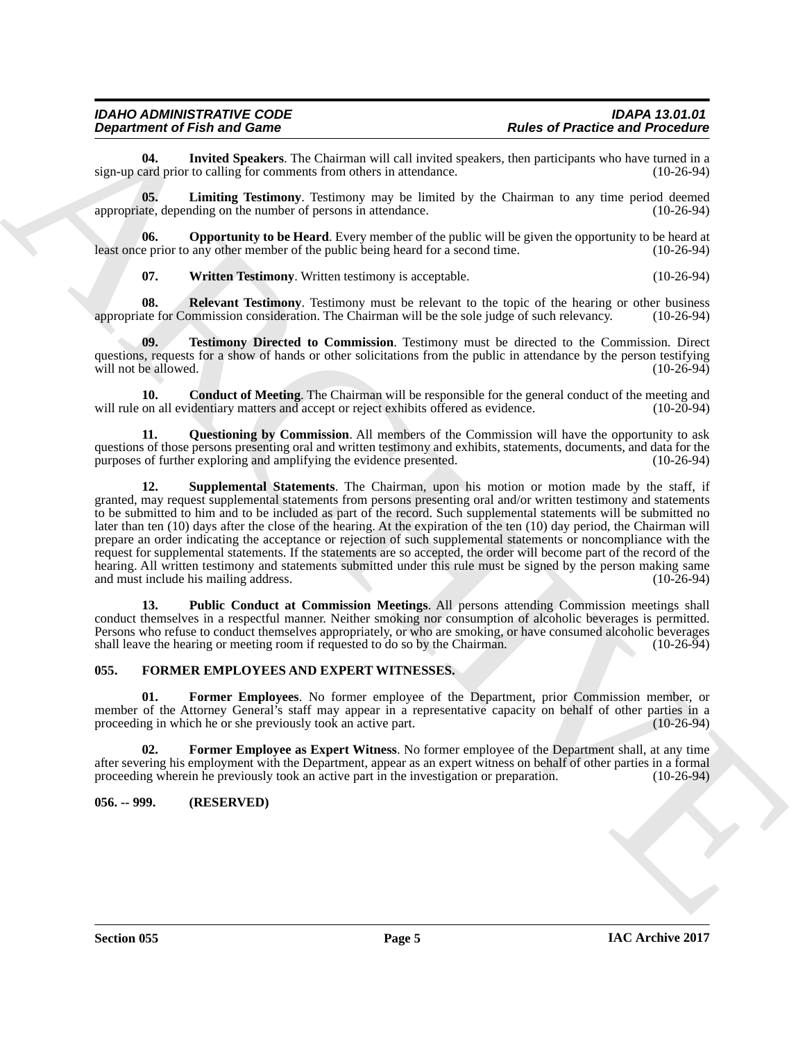**04. Invited Speakers**. The Chairman will call invited speakers, then participants who have turned in a sign-up card prior to calling for comments from others in attendance. (10-26-94)

**05. Limiting Testimony**. Testimony may be limited by the Chairman to any time period deemed appropriate, depending on the number of persons in attendance. (10-26-94)

**06. Opportunity to be Heard**. Every member of the public will be given the opportunity to be heard at least once prior to any other member of the public being heard for a second time. (10-26-94)

**07. Written Testimony**. Written testimony is acceptable. (10-26-94)

**08. Relevant Testimony**. Testimony must be relevant to the topic of the hearing or other business appropriate for Commission consideration. The Chairman will be the sole judge of such relevancy. (10-26-94)

**09. Testimony Directed to Commission**. Testimony must be directed to the Commission. Direct questions, requests for a show of hands or other solicitations from the public in attendance by the person testifying will not be allowed. (10-26-94)

**10. Conduct of Meeting**. The Chairman will be responsible for the general conduct of the meeting and will rule on all evidentiary matters and accept or reject exhibits offered as evidence. (10-20-94)

**11. Questioning by Commission**. All members of the Commission will have the opportunity to ask questions of those persons presenting oral and written testimony and exhibits, statements, documents, and data for the purposes of further exploring and amplifying the evidence presented. (10-26-94)

**12. Supplemental Statements**. The Chairman, upon his motion or motion made by the staff, if granted, may request supplemental statements from persons presenting oral and/or written testimony and statements to be submitted to him and to be included as part of the record. Such supplemental statements will be submitted no later than ten (10) days after the close of the hearing. At the expiration of the ten (10) day period, the Chairman will prepare an order indicating the acceptance or rejection of such supplemental statements or noncompliance with the request for supplemental statements. If the statements are so accepted, the order will become part of the record of the hearing. All written testimony and statements submitted under this rule must be signed by the person making same and must include his mailing address. (10-26-94)

**13. Public Conduct at Commission Meetings**. All persons attending Commission meetings shall conduct themselves in a respectful manner. Neither smoking nor consumption of alcoholic beverages is permitted. Persons who refuse to conduct themselves appropriately, or who are smoking, or have consumed alcoholic beverages shall leave the hearing or meeting room if requested to do so by the Chairman. (10-26-94)

## 055. FORMER EMPLOYEES AND EXPERT WITNESSES.

**01. Former Employees**. No former employee of the Department, prior Commission member, or member of the Attorney General's staff may appear in a representative capacity on behalf of other parties in a proceeding in which he or she previously took an active part. (10-26-94)

**02. Former Employee as Expert Witness**. No former employee of the Department shall, at any time after severing his employment with the Department, appear as an expert witness on behalf of other parties in a formal proceeding wherein he previously took an active part in the investigation or preparation. (10-26-94)

## 056. -- 999. (RESERVED)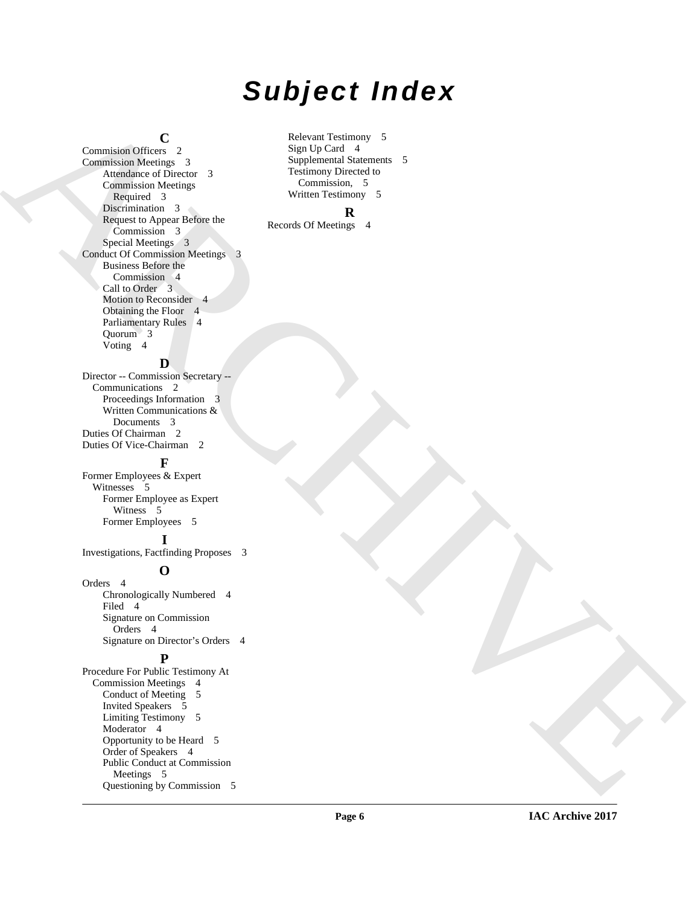# Subject Index

### C

Commision Officers 2

Commission Meetings 3

- Attendance of Director 3
- Commission Meetings Required 3
- Discrimination 3
- Request to Appear Before the Commission 3
- Special Meetings 3

Conduct Of Commission Meetings 3

- Business Before the Commission 4
- Call to Order 3
- Motion to Reconsider 4
- Obtaining the Floor 4
- Parliamentary Rules 4
- Quorum 3
- Voting 4

### D

Director -- Commission Secretary -- Communications 2

- Proceedings Information 3
- Written Communications & Documents 3

Duties Of Chairman 2

Duties Of Vice-Chairman 2

### F

Former Employees & Expert Witnesses 5

- Former Employee as Expert Witness 5
- Former Employees 5

### I

Investigations, Factfinding Proposes 3

### O

Orders 4

- Chronologically Numbered 4
- Filed 4
- Signature on Commission Orders 4
- Signature on Director's Orders 4

### P

Procedure For Public Testimony At Commission Meetings 4

- Conduct of Meeting 5
- Invited Speakers 5
- Limiting Testimony 5
- Moderator 4
- Opportunity to be Heard 5
- Order of Speakers 4
- Public Conduct at Commission Meetings 5
- Questioning by Commission 5
- Relevant Testimony 5
- Sign Up Card 4
- Supplemental Statements 5
- Testimony Directed to Commission, 5
- Written Testimony 5

### R

Records Of Meetings 4